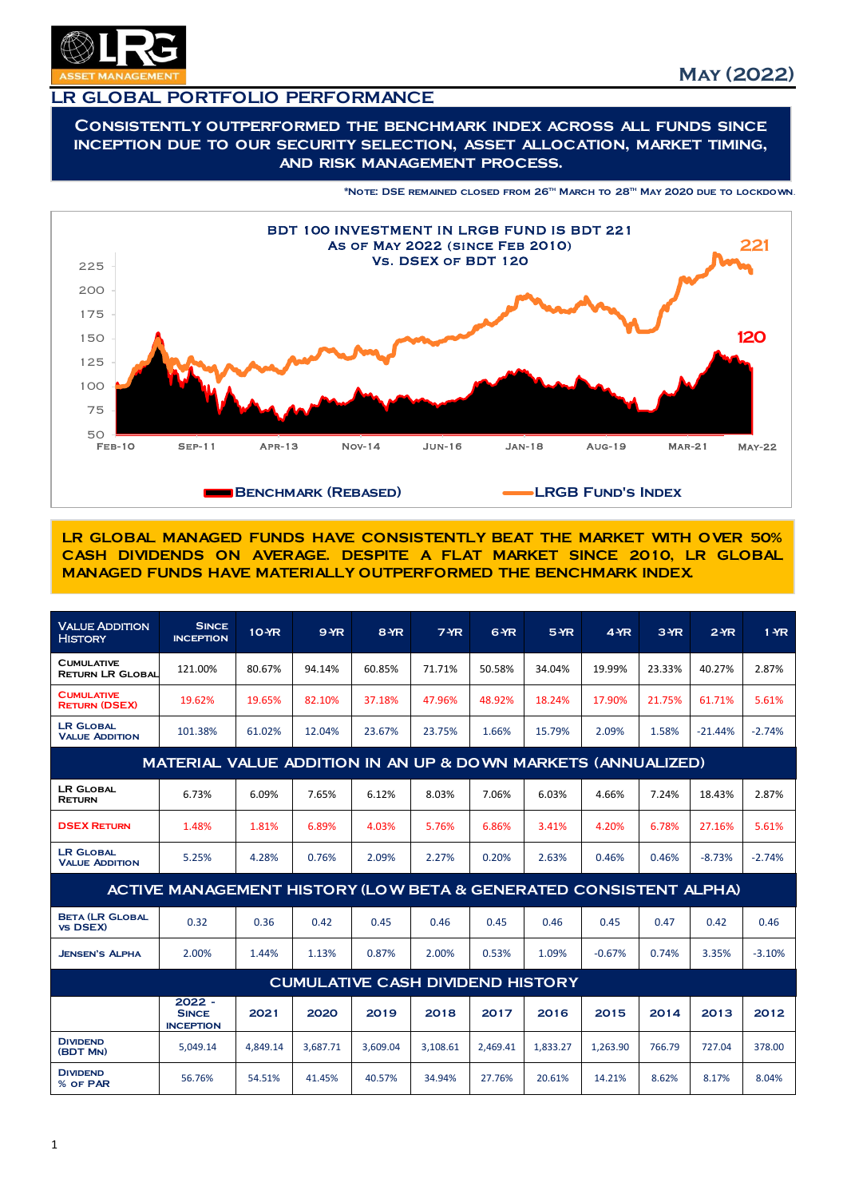# LR GLOBAL PORTFOLIO PERFORMANCE

May (2022)

## Consistently outperformed the benchmark index across all funds since inception due to our security selection, asset allocation, market timing, and risk management process.

*Note: DSE remained closed from 26th March to 28th May 2020 due to lockdown.

**BDT 100 INVESTMENT IN LRGB FUND IS BDT 221**
**As of May 2022 (since Feb 2010)**
**Vs. DSEX of BDT 120**

Benchmark (Rebased) — LRGB Fund's Index

**LR GLOBAL MANAGED FUNDS HAVE CONSISTENTLY BEAT THE MARKET WITH OVER 50% CASH DIVIDENDS ON AVERAGE. DESPITE A FLAT MARKET SINCE 2010, LR GLOBAL MANAGED FUNDS HAVE MATERIALLY OUTPERFORMED THE BENCHMARK INDEX.**

| Value Addition History | Since Inception | 10-YR | 9-YR | 8-YR | 7-YR | 6-YR | 5-YR | 4-YR | 3-YR | 2-YR | 1-YR |
|---|---|---|---|---|---|---|---|---|---|---|---|
| Cumulative Return LR Global | 121.00% | 80.67% | 94.14% | 60.85% | 71.71% | 50.58% | 34.04% | 19.99% | 23.33% | 40.27% | 2.87% |
| Cumulative Return (DSEX) | 19.62% | 19.65% | 82.10% | 37.18% | 47.96% | 48.92% | 18.24% | 17.90% | 21.75% | 61.71% | 5.61% |
| LR Global Value Addition | 101.38% | 61.02% | 12.04% | 23.67% | 23.75% | 1.66% | 15.79% | 2.09% | 1.58% | -21.44% | -2.74% |
| **MATERIAL VALUE ADDITION IN AN UP & DOWN MARKETS (ANNUALIZED)** | | | | | | | | | | | |
| LR Global Return | 6.73% | 6.09% | 7.65% | 6.12% | 8.03% | 7.06% | 6.03% | 4.66% | 7.24% | 18.43% | 2.87% |
| DSEX Return | 1.48% | 1.81% | 6.89% | 4.03% | 5.76% | 6.86% | 3.41% | 4.20% | 6.78% | 27.16% | 5.61% |
| LR Global Value Addition | 5.25% | 4.28% | 0.76% | 2.09% | 2.27% | 0.20% | 2.63% | 0.46% | 0.46% | -8.73% | -2.74% |
| **ACTIVE MANAGEMENT HISTORY (LOW BETA & GENERATED CONSISTENT ALPHA)** | | | | | | | | | | | |
| Beta (LR Global vs DSEX) | 0.32 | 0.36 | 0.42 | 0.45 | 0.46 | 0.45 | 0.46 | 0.45 | 0.47 | 0.42 | 0.46 |
| Jensen's Alpha | 2.00% | 1.44% | 1.13% | 0.87% | 2.00% | 0.53% | 1.09% | -0.67% | 0.74% | 3.35% | -3.10% |
| **CUMULATIVE CASH DIVIDEND HISTORY** | | | | | | | | | | | |
| | 2022 - Since Inception | 2021 | 2020 | 2019 | 2018 | 2017 | 2016 | 2015 | 2014 | 2013 | 2012 |
| Dividend (BDT Mn) | 5,049.14 | 4,849.14 | 3,687.71 | 3,609.04 | 3,108.61 | 2,469.41 | 1,833.27 | 1,263.90 | 766.79 | 727.04 | 378.00 |
| Dividend % of PAR | 56.76% | 54.51% | 41.45% | 40.57% | 34.94% | 27.76% | 20.61% | 14.21% | 8.62% | 8.17% | 8.04% |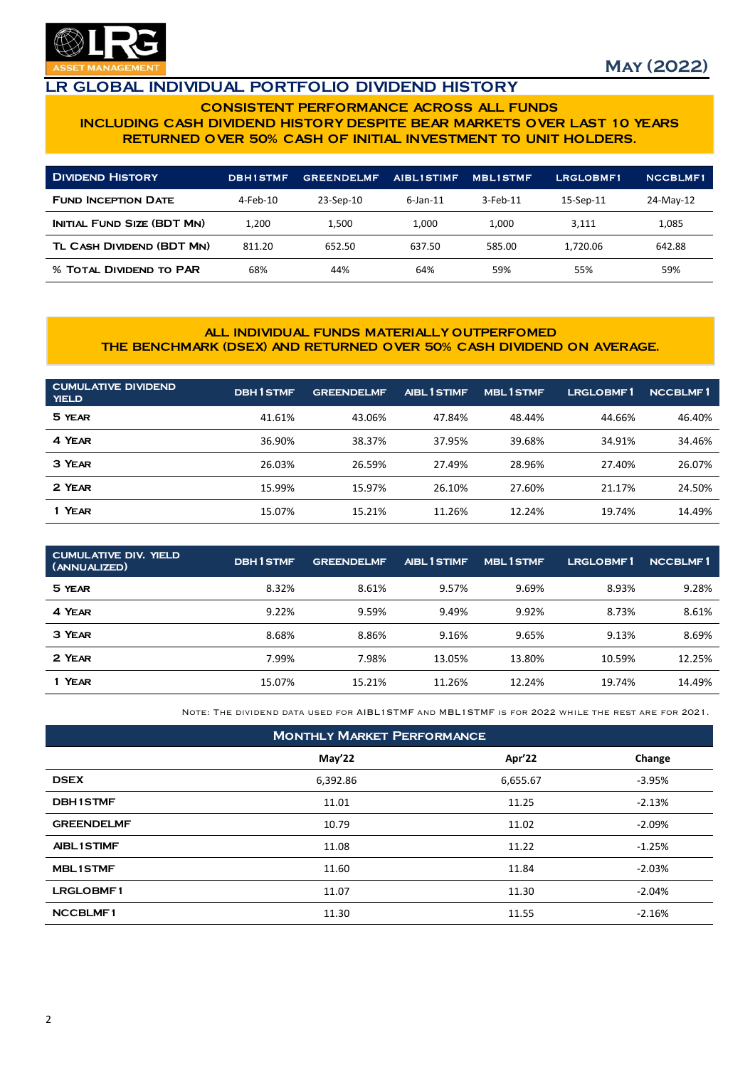## LR GLOBAL INDIVIDUAL PORTFOLIO DIVIDEND HISTORY

**CONSISTENT PERFORMANCE ACROSS ALL FUNDS INCLUDING CASH DIVIDEND HISTORY DESPITE BEAR MARKETS OVER LAST 10 YEARS RETURNED OVER 50% CASH OF INITIAL INVESTMENT TO UNIT HOLDERS.**

| Dividend History | DBH1STMF | GREENDELMF | AIBL1STIMF | MBL1STMF | LRGLOBMF1 | NCCBLMF1 |
|---|---|---|---|---|---|---|
| Fund Inception Date | 4-Feb-10 | 23-Sep-10 | 6-Jan-11 | 3-Feb-11 | 15-Sep-11 | 24-May-12 |
| Initial Fund Size (BDT Mn) | 1,200 | 1,500 | 1,000 | 1,000 | 3,111 | 1,085 |
| TL Cash Dividend (BDT Mn) | 811.20 | 652.50 | 637.50 | 585.00 | 1,720.06 | 642.88 |
| % Total Dividend to PAR | 68% | 44% | 64% | 59% | 55% | 59% |

**ALL INDIVIDUAL FUNDS MATERIALLY OUTPERFOMED THE BENCHMARK (DSEX) AND RETURNED OVER 50% CASH DIVIDEND ON AVERAGE.**

| CUMULATIVE DIVIDEND YIELD | DBH1STMF | GREENDELMF | AIBL1STIMF | MBL1STMF | LRGLOBMF1 | NCCBLMF1 |
|---|---|---|---|---|---|---|
| 5 Year | 41.61% | 43.06% | 47.84% | 48.44% | 44.66% | 46.40% |
| 4 Year | 36.90% | 38.37% | 37.95% | 39.68% | 34.91% | 34.46% |
| 3 Year | 26.03% | 26.59% | 27.49% | 28.96% | 27.40% | 26.07% |
| 2 Year | 15.99% | 15.97% | 26.10% | 27.60% | 21.17% | 24.50% |
| 1 Year | 15.07% | 15.21% | 11.26% | 12.24% | 19.74% | 14.49% |

| CUMULATIVE DIV. YIELD (ANNUALIZED) | DBH1STMF | GREENDELMF | AIBL1STIMF | MBL1STMF | LRGLOBMF1 | NCCBLMF1 |
|---|---|---|---|---|---|---|
| 5 Year | 8.32% | 8.61% | 9.57% | 9.69% | 8.93% | 9.28% |
| 4 Year | 9.22% | 9.59% | 9.49% | 9.92% | 8.73% | 8.61% |
| 3 Year | 8.68% | 8.86% | 9.16% | 9.65% | 9.13% | 8.69% |
| 2 Year | 7.99% | 7.98% | 13.05% | 13.80% | 10.59% | 12.25% |
| 1 Year | 15.07% | 15.21% | 11.26% | 12.24% | 19.74% | 14.49% |

Note: The dividend data used for AIBL1STMF and MBL1STMF is for 2022 while the rest are for 2021.

**Monthly Market Performance**

| | May'22 | Apr'22 | Change |
|---|---|---|---|
| DSEX | 6,392.86 | 6,655.67 | -3.95% |
| DBH1STMF | 11.01 | 11.25 | -2.13% |
| GREENDELMF | 10.79 | 11.02 | -2.09% |
| AIBL1STIMF | 11.08 | 11.22 | -1.25% |
| MBL1STMF | 11.60 | 11.84 | -2.03% |
| LRGLOBMF1 | 11.07 | 11.30 | -2.04% |
| NCCBLMF1 | 11.30 | 11.55 | -2.16% |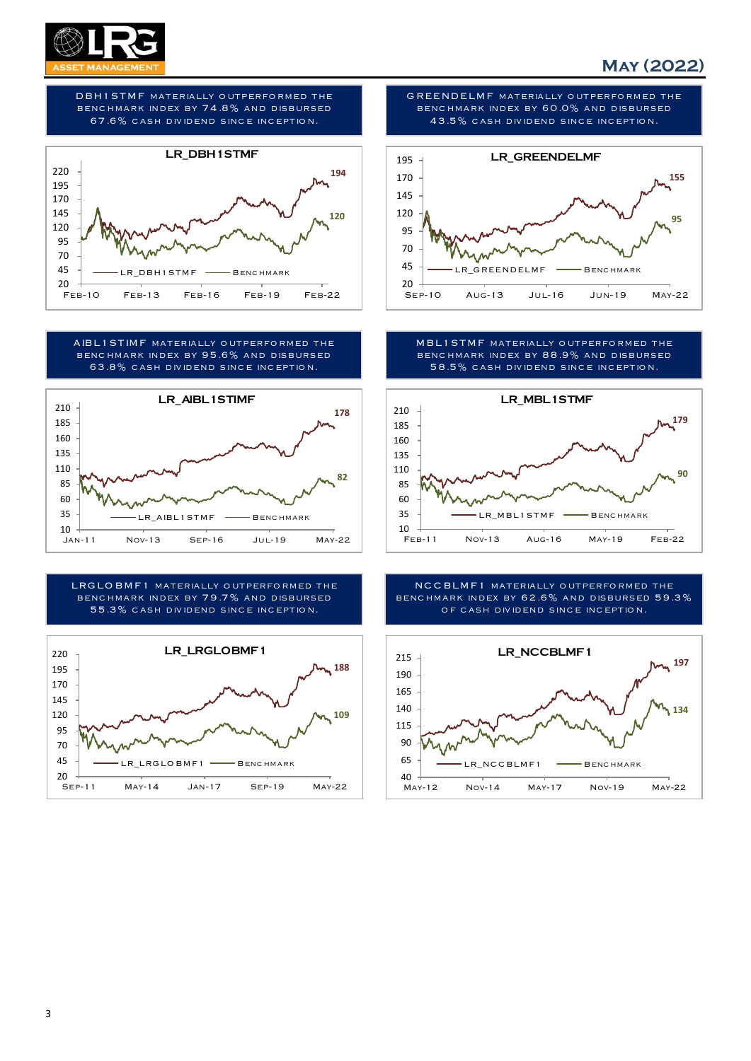# May (2022)

DBH1STMF materially outperformed the benchmark index by 74.8% and disbursed 67.6% cash dividend since inception.

LR_DBH1STMF

220
195
170
145
120
95
70
45
20

194
120

LR_DBH1STMF
Benchmark

Feb-10 Feb-13 Feb-16 Feb-19 Feb-22

GREENDELMF materially outperformed the benchmark index by 60.0% and disbursed 43.5% cash dividend since inception.

LR_GREENDELMF

195
170
145
120
95
70
45
20

155
95

LR_GREENDELMF
Benchmark

Sep-10 Aug-13 Jul-16 Jun-19 May-22

AIBL1STIMF materially outperformed the benchmark index by 95.6% and disbursed 63.8% cash dividend since inception.

LR_AIBL1STIMF

210
185
160
135
110
85
60
35
10

178
82

LR_AIBL1STMF
Benchmark

Jan-11 Nov-13 Sep-16 Jul-19 May-22

MBL1STMF materially outperformed the benchmark index by 88.9% and disbursed 58.5% cash dividend since inception.

LR_MBL1STMF

210
185
160
135
110
85
60
35
10

179
90

LR_MBL1STMF
Benchmark

Feb-11 Nov-13 Aug-16 May-19 Feb-22

LRGLOBMF1 materially outperformed the benchmark index by 79.7% and disbursed 55.3% cash dividend since inception.

LR_LRGLOBMF1

220
195
170
145
120
95
70
45
20

188
109

LR_LRGLOBMF1
Benchmark

Sep-11 May-14 Jan-17 Sep-19 May-22

NCCBLMF1 materially outperformed the benchmark index by 62.6% and disbursed 59.3% of cash dividend since inception.

LR_NCCBLMF1

215
190
165
140
115
90
65
40

197
134

LR_NCCBLMF1
Benchmark

May-12 Nov-14 May-17 Nov-19 May-22